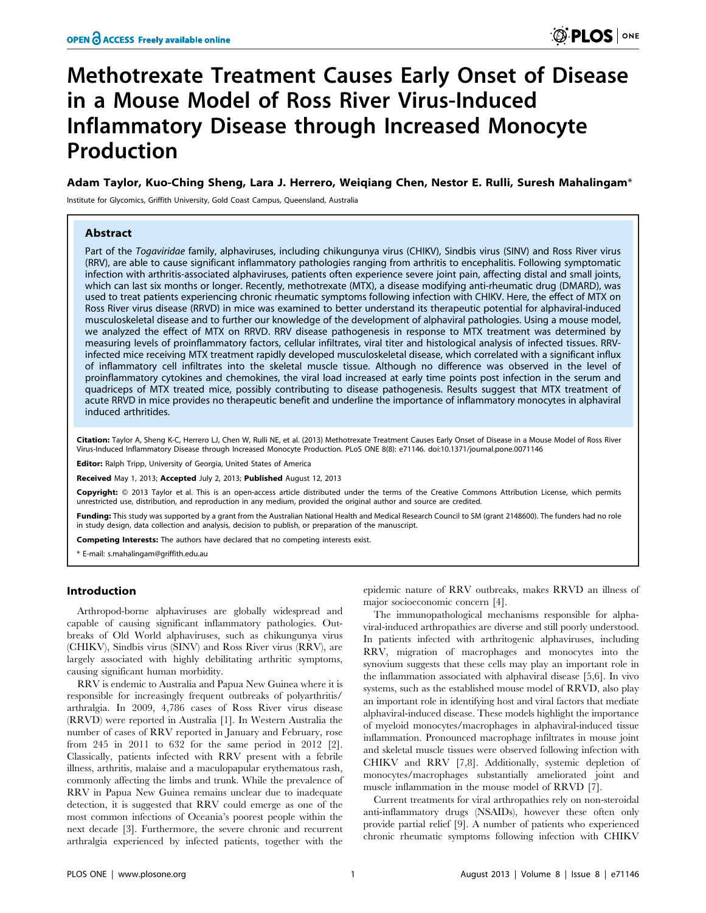# Methotrexate Treatment Causes Early Onset of Disease in a Mouse Model of Ross River Virus-Induced Inflammatory Disease through Increased Monocyte Production

**Adam Taylor, Kuo-Ching Sheng, Lara J. Herrero, Weiqiang Chen, Nestor E. Rulli, Suresh Mahalingam***

Institute for Glycomics, Griffith University, Gold Coast Campus, Queensland, Australia

## Abstract

Part of the *Togaviridae* family, alphaviruses, including chikungunya virus (CHIKV), Sindbis virus (SINV) and Ross River virus (RRV), are able to cause significant inflammatory pathologies ranging from arthritis to encephalitis. Following symptomatic infection with arthritis-associated alphaviruses, patients often experience severe joint pain, affecting distal and small joints, which can last six months or longer. Recently, methotrexate (MTX), a disease modifying anti-rheumatic drug (DMARD), was used to treat patients experiencing chronic rheumatic symptoms following infection with CHIKV. Here, the effect of MTX on Ross River virus disease (RRVD) in mice was examined to better understand its therapeutic potential for alphaviral-induced musculoskeletal disease and to further our knowledge of the development of alphaviral pathologies. Using a mouse model, we analyzed the effect of MTX on RRVD. RRV disease pathogenesis in response to MTX treatment was determined by measuring levels of proinflammatory factors, cellular infiltrates, viral titer and histological analysis of infected tissues. RRV-infected mice receiving MTX treatment rapidly developed musculoskeletal disease, which correlated with a significant influx of inflammatory cell infiltrates into the skeletal muscle tissue. Although no difference was observed in the level of proinflammatory cytokines and chemokines, the viral load increased at early time points post infection in the serum and quadriceps of MTX treated mice, possibly contributing to disease pathogenesis. Results suggest that MTX treatment of acute RRVD in mice provides no therapeutic benefit and underline the importance of inflammatory monocytes in alphaviral induced arthritides.

**Citation:** Taylor A, Sheng K-C, Herrero LJ, Chen W, Rulli NE, et al. (2013) Methotrexate Treatment Causes Early Onset of Disease in a Mouse Model of Ross River Virus-Induced Inflammatory Disease through Increased Monocyte Production. PLoS ONE 8(8): e71146. doi:10.1371/journal.pone.0071146

**Editor:** Ralph Tripp, University of Georgia, United States of America

**Received** May 1, 2013; **Accepted** July 2, 2013; **Published** August 12, 2013

**Copyright:** © 2013 Taylor et al. This is an open-access article distributed under the terms of the Creative Commons Attribution License, which permits unrestricted use, distribution, and reproduction in any medium, provided the original author and source are credited.

**Funding:** This study was supported by a grant from the Australian National Health and Medical Research Council to SM (grant 2148600). The funders had no role in study design, data collection and analysis, decision to publish, or preparation of the manuscript.

**Competing Interests:** The authors have declared that no competing interests exist.

\* E-mail: s.mahalingam@griffith.edu.au

## Introduction

Arthropod-borne alphaviruses are globally widespread and capable of causing significant inflammatory pathologies. Outbreaks of Old World alphaviruses, such as chikungunya virus (CHIKV), Sindbis virus (SINV) and Ross River virus (RRV), are largely associated with highly debilitating arthritic symptoms, causing significant human morbidity.

RRV is endemic to Australia and Papua New Guinea where it is responsible for increasingly frequent outbreaks of polyarthritis/arthralgia. In 2009, 4,786 cases of Ross River virus disease (RRVD) were reported in Australia [1]. In Western Australia the number of cases of RRV reported in January and February, rose from 245 in 2011 to 632 for the same period in 2012 [2]. Classically, patients infected with RRV present with a febrile illness, arthritis, malaise and a maculopapular erythematous rash, commonly affecting the limbs and trunk. While the prevalence of RRV in Papua New Guinea remains unclear due to inadequate detection, it is suggested that RRV could emerge as one of the most common infections of Oceania's poorest people within the next decade [3]. Furthermore, the severe chronic and recurrent arthralgia experienced by infected patients, together with the epidemic nature of RRV outbreaks, makes RRVD an illness of major socioeconomic concern [4].

The immunopathological mechanisms responsible for alphaviral-induced arthropathies are diverse and still poorly understood. In patients infected with arthritogenic alphaviruses, including RRV, migration of macrophages and monocytes into the synovium suggests that these cells may play an important role in the inflammation associated with alphaviral disease [5,6]. In vivo systems, such as the established mouse model of RRVD, also play an important role in identifying host and viral factors that mediate alphaviral-induced disease. These models highlight the importance of myeloid monocytes/macrophages in alphaviral-induced tissue inflammation. Pronounced macrophage infiltrates in mouse joint and skeletal muscle tissues were observed following infection with CHIKV and RRV [7,8]. Additionally, systemic depletion of monocytes/macrophages substantially ameliorated joint and muscle inflammation in the mouse model of RRVD [7].

Current treatments for viral arthropathies rely on non-steroidal anti-inflammatory drugs (NSAIDs), however these often only provide partial relief [9]. A number of patients who experienced chronic rheumatic symptoms following infection with CHIKV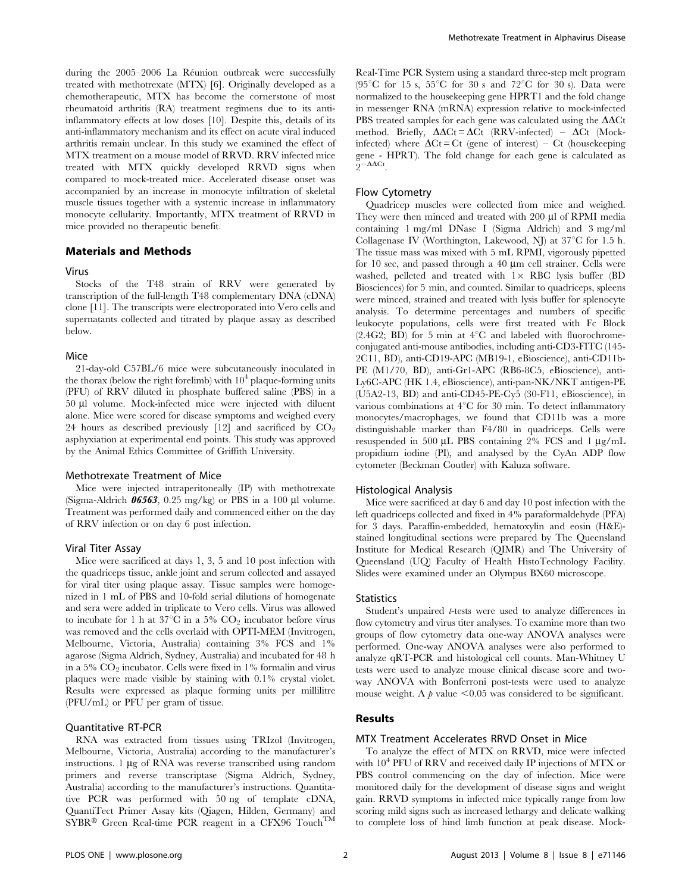during the 2005–2006 La Réunion outbreak were successfully treated with methotrexate (MTX) [6]. Originally developed as a chemotherapeutic, MTX has become the cornerstone of most rheumatoid arthritis (RA) treatment regimens due to its anti-inflammatory effects at low doses [10]. Despite this, details of its anti-inflammatory mechanism and its effect on acute viral induced arthritis remain unclear. In this study we examined the effect of MTX treatment on a mouse model of RRVD. RRV infected mice treated with MTX quickly developed RRVD signs when compared to mock-treated mice. Accelerated disease onset was accompanied by an increase in monocyte infiltration of skeletal muscle tissues together with a systemic increase in inflammatory monocyte cellularity. Importantly, MTX treatment of RRVD in mice provided no therapeutic benefit.

## Materials and Methods

### Virus

Stocks of the T48 strain of RRV were generated by transcription of the full-length T48 complementary DNA (cDNA) clone [11]. The transcripts were electroporated into Vero cells and supernatants collected and titrated by plaque assay as described below.

### Mice

21-day-old C57BL/6 mice were subcutaneously inoculated in the thorax (below the right forelimb) with $10^4$ plaque-forming units (PFU) of RRV diluted in phosphate buffered saline (PBS) in a 50 µl volume. Mock-infected mice were injected with diluent alone. Mice were scored for disease symptoms and weighed every 24 hours as described previously [12] and sacrificed by $CO_2$ asphyxiation at experimental end points. This study was approved by the Animal Ethics Committee of Griffith University.

### Methotrexate Treatment of Mice

Mice were injected intraperitoneally (IP) with methotrexate (Sigma-Aldrich ***06563***, 0.25 mg/kg) or PBS in a 100 µl volume. Treatment was performed daily and commenced either on the day of RRV infection or on day 6 post infection.

### Viral Titer Assay

Mice were sacrificed at days 1, 3, 5 and 10 post infection with the quadriceps tissue, ankle joint and serum collected and assayed for viral titer using plaque assay. Tissue samples were homogenized in 1 mL of PBS and 10-fold serial dilutions of homogenate and sera were added in triplicate to Vero cells. Virus was allowed to incubate for 1 h at 37°C in a 5% $CO_2$ incubator before virus was removed and the cells overlaid with OPTI-MEM (Invitrogen, Melbourne, Victoria, Australia) containing 3% FCS and 1% agarose (Sigma Aldrich, Sydney, Australia) and incubated for 48 h in a 5% $CO_2$ incubator. Cells were fixed in 1% formalin and virus plaques were made visible by staining with 0.1% crystal violet. Results were expressed as plaque forming units per millilitre (PFU/mL) or PFU per gram of tissue.

### Quantitative RT-PCR

RNA was extracted from tissues using TRIzol (Invitrogen, Melbourne, Victoria, Australia) according to the manufacturer's instructions. 1 µg of RNA was reverse transcribed using random primers and reverse transcriptase (Sigma Aldrich, Sydney, Australia) according to the manufacturer's instructions. Quantitative PCR was performed with 50 ng of template cDNA, QuantiTect Primer Assay kits (Qiagen, Hilden, Germany) and SYBR® Green Real-time PCR reagent in a CFX96 Touch™ Real-Time PCR System using a standard three-step melt program (95°C for 15 s, 55°C for 30 s and 72°C for 30 s). Data were normalized to the housekeeping gene HPRT1 and the fold change in messenger RNA (mRNA) expression relative to mock-infected PBS treated samples for each gene was calculated using the $\Delta\Delta$Ct method. Briefly, $\Delta\Delta Ct = \Delta Ct$ (RRV-infected) – $\Delta Ct$ (Mock-infected) where $\Delta Ct = Ct$ (gene of interest) – Ct (housekeeping gene - HPRT). The fold change for each gene is calculated as $2^{-\Delta\Delta Ct}$.

### Flow Cytometry

Quadricep muscles were collected from mice and weighed. They were then minced and treated with 200 µl of RPMI media containing 1 mg/ml DNase I (Sigma Aldrich) and 3 mg/ml Collagenase IV (Worthington, Lakewood, NJ) at 37°C for 1.5 h. The tissue mass was mixed with 5 mL RPMI, vigorously pipetted for 10 sec, and passed through a 40 µm cell strainer. Cells were washed, pelleted and treated with 1× RBC lysis buffer (BD Biosciences) for 5 min, and counted. Similar to quadriceps, spleens were minced, strained and treated with lysis buffer for splenocyte analysis. To determine percentages and numbers of specific leukocyte populations, cells were first treated with Fc Block (2.4G2; BD) for 5 min at 4°C and labeled with fluorochrome-conjugated anti-mouse antibodies, including anti-CD3-FITC (145-2C11, BD), anti-CD19-APC (MB19-1, eBioscience), anti-CD11b-PE (M1/70, BD), anti-Gr1-APC (RB6-8C5, eBioscience), anti-Ly6C-APC (HK 1.4, eBioscience), anti-pan-NK/NKT antigen-PE (U5A2-13, BD) and anti-CD45-PE-Cy5 (30-F11, eBioscience), in various combinations at 4°C for 30 min. To detect inflammatory monocytes/macrophages, we found that CD11b was a more distinguishable marker than F4/80 in quadriceps. Cells were resuspended in 500 µL PBS containing 2% FCS and 1 µg/mL propidium iodine (PI), and analysed by the CyAn ADP flow cytometer (Beckman Coutler) with Kaluza software.

### Histological Analysis

Mice were sacrificed at day 6 and day 10 post infection with the left quadriceps collected and fixed in 4% paraformaldehyde (PFA) for 3 days. Paraffin-embedded, hematoxylin and eosin (H&E)-stained longitudinal sections were prepared by The Queensland Institute for Medical Research (QIMR) and The University of Queensland (UQ) Faculty of Health HistoTechnology Facility. Slides were examined under an Olympus BX60 microscope.

### Statistics

Student's unpaired *t*-tests were used to analyze differences in flow cytometry and virus titer analyses. To examine more than two groups of flow cytometry data one-way ANOVA analyses were performed. One-way ANOVA analyses were also performed to analyze qRT-PCR and histological cell counts. Man-Whitney U tests were used to analyze mouse clinical disease score and two-way ANOVA with Bonferroni post-tests were used to analyze mouse weight. A $p$ value $<0.05$ was considered to be significant.

## Results

### MTX Treatment Accelerates RRVD Onset in Mice

To analyze the effect of MTX on RRVD, mice were infected with $10^4$ PFU of RRV and received daily IP injections of MTX or PBS control commencing on the day of infection. Mice were monitored daily for the development of disease signs and weight gain. RRVD symptoms in infected mice typically range from low scoring mild signs such as increased lethargy and delicate walking to complete loss of hind limb function at peak disease. Mock-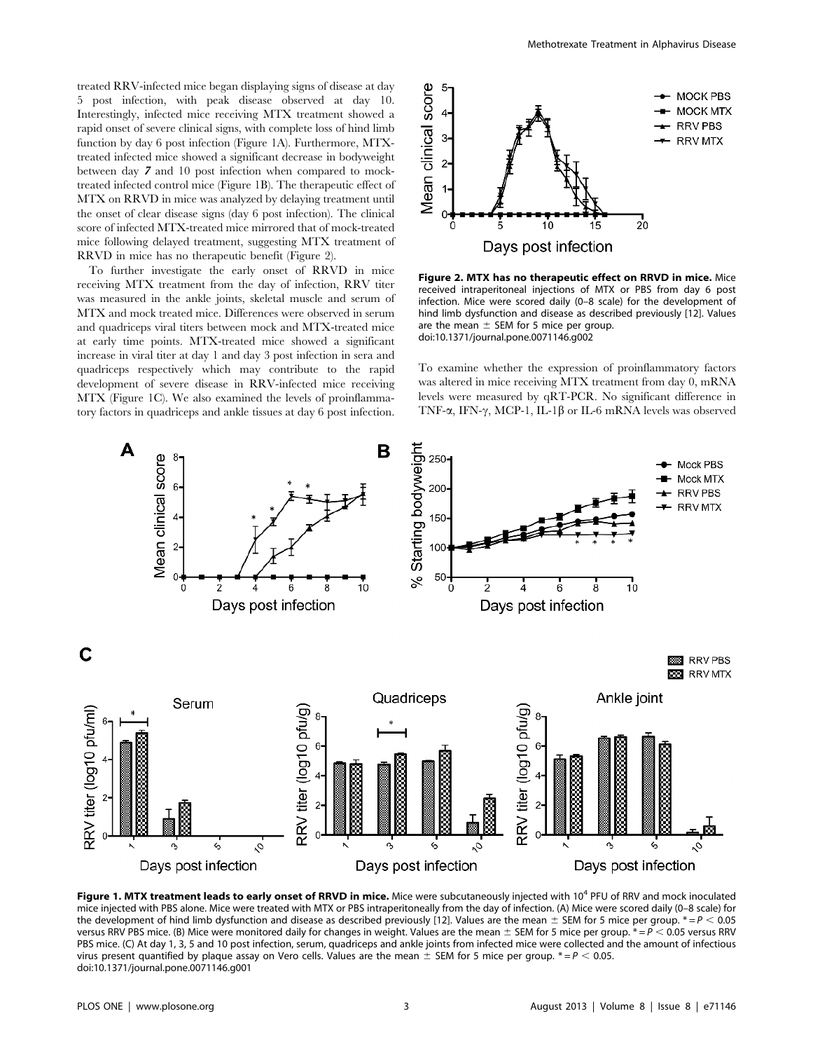treated RRV-infected mice began displaying signs of disease at day 5 post infection, with peak disease observed at day 10. Interestingly, infected mice receiving MTX treatment showed a rapid onset of severe clinical signs, with complete loss of hind limb function by day 6 post infection (Figure 1A). Furthermore, MTX-treated infected mice showed a significant decrease in bodyweight between day 7 and 10 post infection when compared to mock-treated infected control mice (Figure 1B). The therapeutic effect of MTX on RRVD in mice was analyzed by delaying treatment until the onset of clear disease signs (day 6 post infection). The clinical score of infected MTX-treated mice mirrored that of mock-treated mice following delayed treatment, suggesting MTX treatment of RRVD in mice has no therapeutic benefit (Figure 2).

To further investigate the early onset of RRVD in mice receiving MTX treatment from the day of infection, RRV titer was measured in the ankle joints, skeletal muscle and serum of MTX and mock treated mice. Differences were observed in serum and quadriceps viral titers between mock and MTX-treated mice at early time points. MTX-treated mice showed a significant increase in viral titer at day 1 and day 3 post infection in sera and quadriceps respectively which may contribute to the rapid development of severe disease in RRV-infected mice receiving MTX (Figure 1C). We also examined the levels of proinflammatory factors in quadriceps and ankle tissues at day 6 post infection.

**Figure 2. MTX has no therapeutic effect on RRVD in mice.** Mice received intraperitoneal injections of MTX or PBS from day 6 post infection. Mice were scored daily (0–8 scale) for the development of hind limb dysfunction and disease as described previously [12]. Values are the mean ± SEM for 5 mice per group.
doi:10.1371/journal.pone.0071146.g002

To examine whether the expression of proinflammatory factors was altered in mice receiving MTX treatment from day 0, mRNA levels were measured by qRT-PCR. No significant difference in TNF-α, IFN-γ, MCP-1, IL-1β or IL-6 mRNA levels was observed

**Figure 1. MTX treatment leads to early onset of RRVD in mice.** Mice were subcutaneously injected with $10^4$ PFU of RRV and mock inoculated mice injected with PBS alone. Mice were treated with MTX or PBS intraperitoneally from the day of infection. (A) Mice were scored daily (0–8 scale) for the development of hind limb dysfunction and disease as described previously [12]. Values are the mean ± SEM for 5 mice per group. * = $P < 0.05$ versus RRV PBS mice. (B) Mice were monitored daily for changes in weight. Values are the mean ± SEM for 5 mice per group. * = $P < 0.05$ versus RRV PBS mice. (C) At day 1, 3, 5 and 10 post infection, serum, quadriceps and ankle joints from infected mice were collected and the amount of infectious virus present quantified by plaque assay on Vero cells. Values are the mean ± SEM for 5 mice per group. * = $P < 0.05$.
doi:10.1371/journal.pone.0071146.g001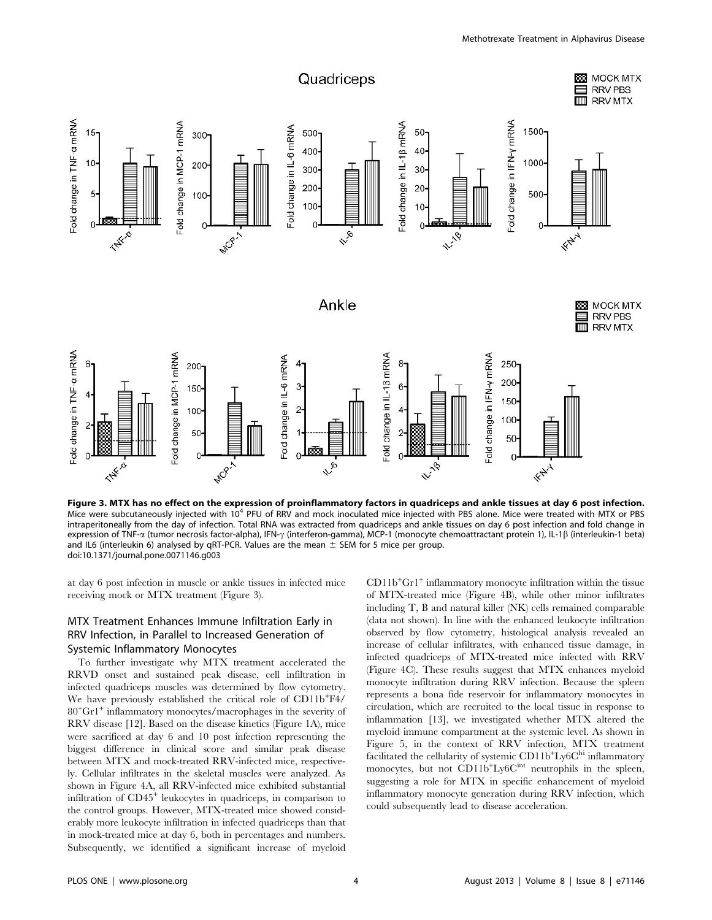**Figure 3. MTX has no effect on the expression of proinflammatory factors in quadriceps and ankle tissues at day 6 post infection.** Mice were subcutaneously injected with $10^4$ PFU of RRV and mock inoculated mice injected with PBS alone. Mice were treated with MTX or PBS intraperitoneally from the day of infection. Total RNA was extracted from quadriceps and ankle tissues on day 6 post infection and fold change in expression of TNF-α (tumor necrosis factor-alpha), IFN-γ (interferon-gamma), MCP-1 (monocyte chemoattractant protein 1), IL-1β (interleukin-1 beta) and IL6 (interleukin 6) analysed by qRT-PCR. Values are the mean ± SEM for 5 mice per group.
doi:10.1371/journal.pone.0071146.g003

at day 6 post infection in muscle or ankle tissues in infected mice receiving mock or MTX treatment (Figure 3).

## MTX Treatment Enhances Immune Infiltration Early in RRV Infection, in Parallel to Increased Generation of Systemic Inflammatory Monocytes

To further investigate why MTX treatment accelerated the RRVD onset and sustained peak disease, cell infiltration in infected quadriceps muscles was determined by flow cytometry. We have previously established the critical role of $CD11b^{+}F4/80^{+}Gr1^{+}$ inflammatory monocytes/macrophages in the severity of RRV disease [12]. Based on the disease kinetics (Figure 1A), mice were sacrificed at day 6 and 10 post infection representing the biggest difference in clinical score and similar peak disease between MTX and mock-treated RRV-infected mice, respectively. Cellular infiltrates in the skeletal muscles were analyzed. As shown in Figure 4A, all RRV-infected mice exhibited substantial infiltration of $CD45^{+}$ leukocytes in quadriceps, in comparison to the control groups. However, MTX-treated mice showed considerably more leukocyte infiltration in infected quadriceps than that in mock-treated mice at day 6, both in percentages and numbers. Subsequently, we identified a significant increase of myeloid $CD11b^{+}Gr1^{+}$ inflammatory monocyte infiltration within the tissue of MTX-treated mice (Figure 4B), while other minor infiltrates including T, B and natural killer (NK) cells remained comparable (data not shown). In line with the enhanced leukocyte infiltration observed by flow cytometry, histological analysis revealed an increase of cellular infiltrates, with enhanced tissue damage, in infected quadriceps of MTX-treated mice infected with RRV (Figure 4C). These results suggest that MTX enhances myeloid monocyte infiltration during RRV infection. Because the spleen represents a bona fide reservoir for inflammatory monocytes in circulation, which are recruited to the local tissue in response to inflammation [13], we investigated whether MTX altered the myeloid immune compartment at the systemic level. As shown in Figure 5, in the context of RRV infection, MTX treatment facilitated the cellularity of systemic $CD11b^{+}Ly6C^{hi}$ inflammatory monocytes, but not $CD11b^{+}Ly6C^{int}$ neutrophils in the spleen, suggesting a role for MTX in specific enhancement of myeloid inflammatory monocyte generation during RRV infection, which could subsequently lead to disease acceleration.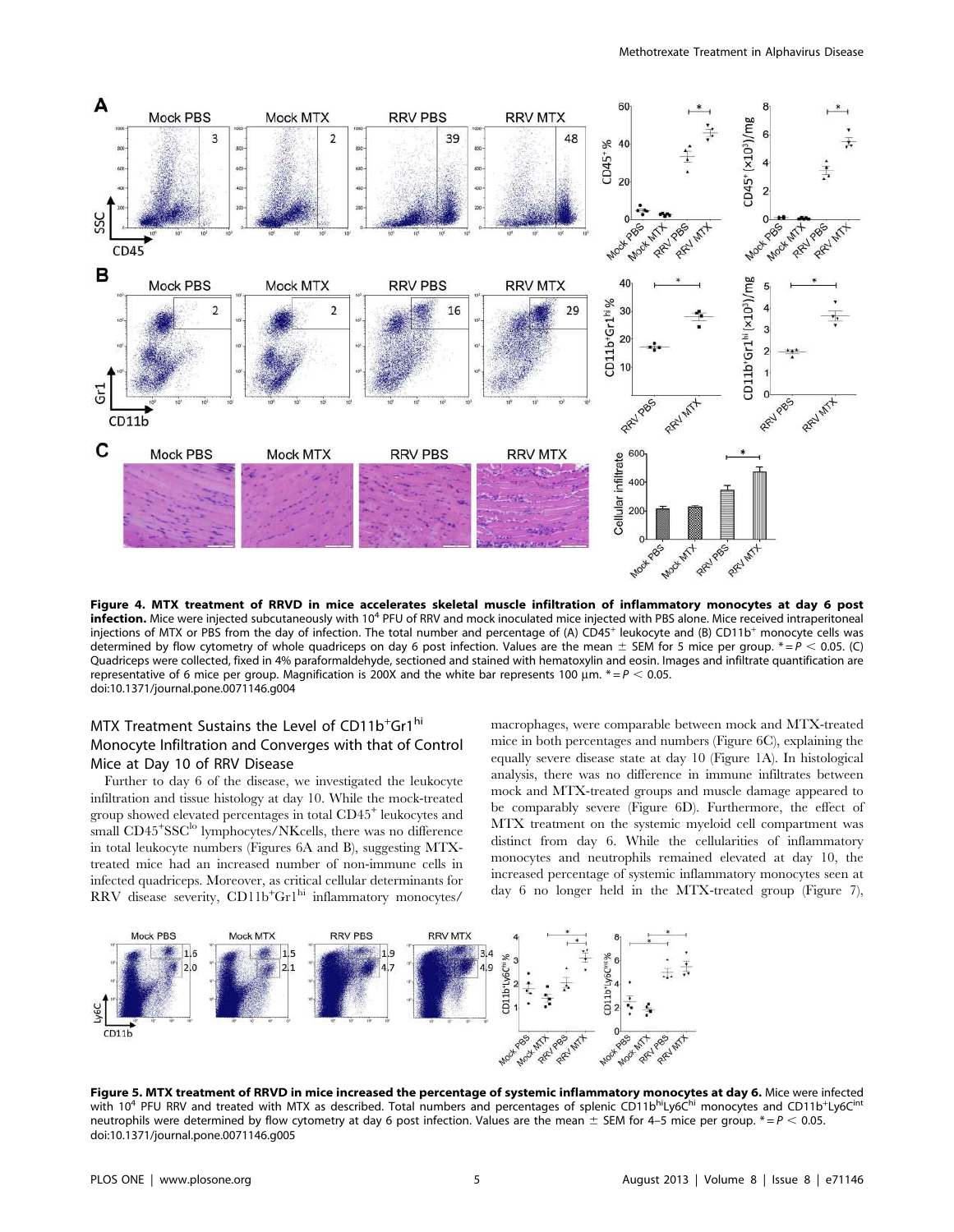**Figure 4. MTX treatment of RRVD in mice accelerates skeletal muscle infiltration of inflammatory monocytes at day 6 post infection.** Mice were injected subcutaneously with $10^4$ PFU of RRV and mock inoculated mice injected with PBS alone. Mice received intraperitoneal injections of MTX or PBS from the day of infection. The total number and percentage of (A) $CD45^+$ leukocyte and (B) $CD11b^+$ monocyte cells was determined by flow cytometry of whole quadriceps on day 6 post infection. Values are the mean ± SEM for 5 mice per group. * = $P < 0.05$. (C) Quadriceps were collected, fixed in 4% paraformaldehyde, sectioned and stained with hematoxylin and eosin. Images and infiltrate quantification are representative of 6 mice per group. Magnification is 200X and the white bar represents 100 μm. * = $P < 0.05$.
doi:10.1371/journal.pone.0071146.g004

### MTX Treatment Sustains the Level of $CD11b^+Gr1^{hi}$ Monocyte Infiltration and Converges with that of Control Mice at Day 10 of RRV Disease

Further to day 6 of the disease, we investigated the leukocyte infiltration and tissue histology at day 10. While the mock-treated group showed elevated percentages in total $CD45^+$ leukocytes and small $CD45^+SSC^{lo}$ lymphocytes/NKcells, there was no difference in total leukocyte numbers (Figures 6A and B), suggesting MTX-treated mice had an increased number of non-immune cells in infected quadriceps. Moreover, as critical cellular determinants for RRV disease severity, $CD11b^+Gr1^{hi}$ inflammatory monocytes/macrophages, were comparable between mock and MTX-treated mice in both percentages and numbers (Figure 6C), explaining the equally severe disease state at day 10 (Figure 1A). In histological analysis, there was no difference in immune infiltrates between mock and MTX-treated groups and muscle damage appeared to be comparably severe (Figure 6D). Furthermore, the effect of MTX treatment on the systemic myeloid cell compartment was distinct from day 6. While the cellularities of inflammatory monocytes and neutrophils remained elevated at day 10, the increased percentage of systemic inflammatory monocytes seen at day 6 no longer held in the MTX-treated group (Figure 7),

**Figure 5. MTX treatment of RRVD in mice increased the percentage of systemic inflammatory monocytes at day 6.** Mice were infected with $10^4$ PFU RRV and treated with MTX as described. Total numbers and percentages of splenic $CD11b^{hi}Ly6C^{hi}$ monocytes and $CD11b^+Ly6C^{int}$ neutrophils were determined by flow cytometry at day 6 post infection. Values are the mean ± SEM for 4–5 mice per group. * = $P < 0.05$.
doi:10.1371/journal.pone.0071146.g005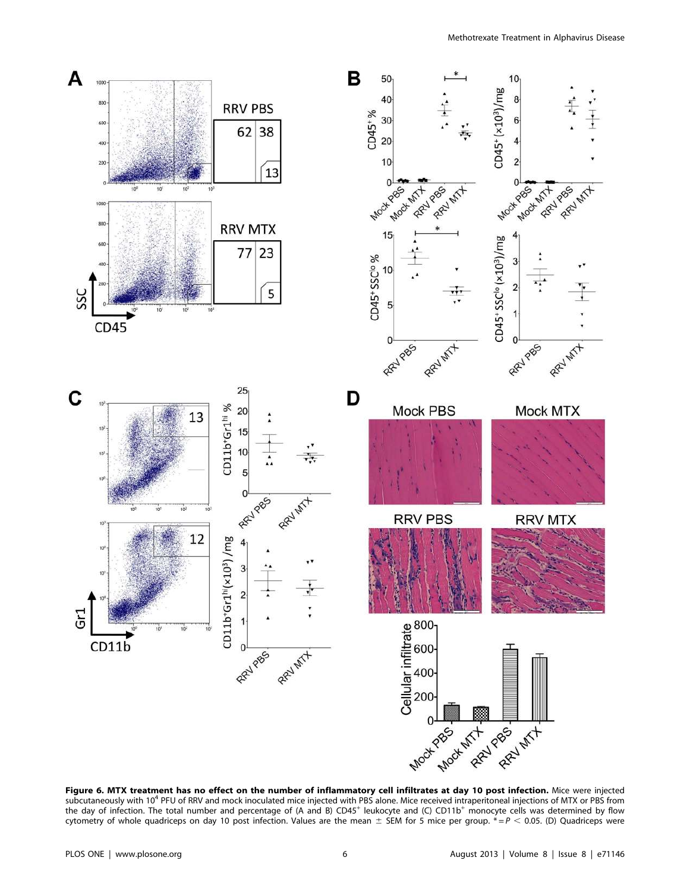**Figure 6. MTX treatment has no effect on the number of inflammatory cell infiltrates at day 10 post infection.** Mice were injected subcutaneously with $10^4$ PFU of RRV and mock inoculated mice injected with PBS alone. Mice received intraperitoneal injections of MTX or PBS from the day of infection. The total number and percentage of (A and B) $CD45^+$ leukocyte and (C) $CD11b^+$ monocyte cells was determined by flow cytometry of whole quadriceps on day 10 post infection. Values are the mean ± SEM for 5 mice per group. * = $P < 0.05$. (D) Quadriceps were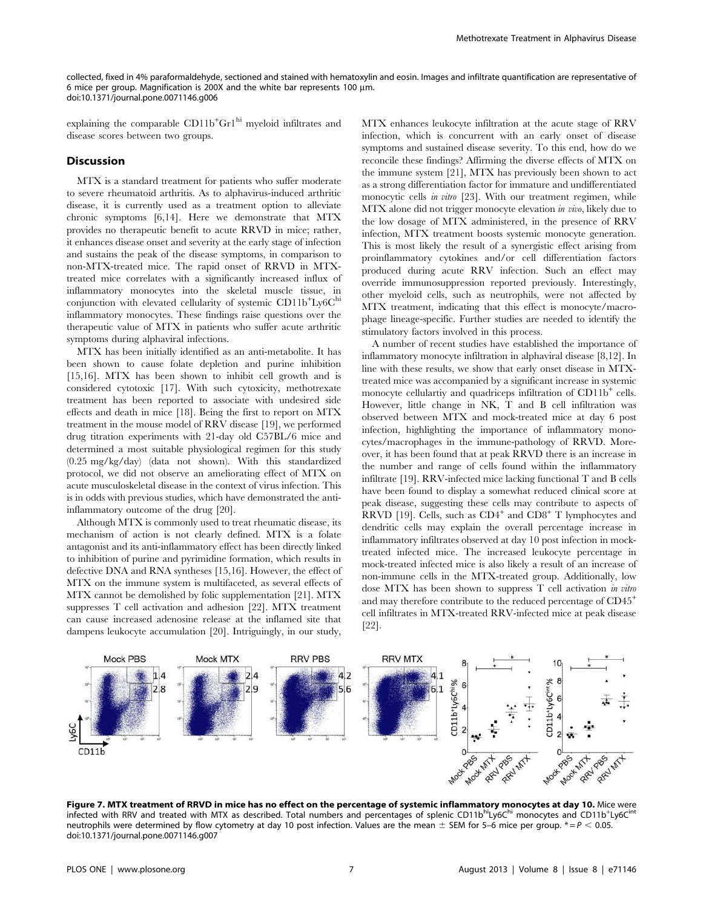collected, fixed in 4% paraformaldehyde, sectioned and stained with hematoxylin and eosin. Images and infiltrate quantification are representative of 6 mice per group. Magnification is 200X and the white bar represents 100 μm.
doi:10.1371/journal.pone.0071146.g006

explaining the comparable $CD11b^{+}Gr1^{hi}$ myeloid infiltrates and disease scores between two groups.

## Discussion

MTX is a standard treatment for patients who suffer moderate to severe rheumatoid arthritis. As to alphavirus-induced arthritic disease, it is currently used as a treatment option to alleviate chronic symptoms [6,14]. Here we demonstrate that MTX provides no therapeutic benefit to acute RRVD in mice; rather, it enhances disease onset and severity at the early stage of infection and sustains the peak of the disease symptoms, in comparison to non-MTX-treated mice. The rapid onset of RRVD in MTX-treated mice correlates with a significantly increased influx of inflammatory monocytes into the skeletal muscle tissue, in conjunction with elevated cellularity of systemic $CD11b^{+}Ly6C^{hi}$ inflammatory monocytes. These findings raise questions over the therapeutic value of MTX in patients who suffer acute arthritic symptoms during alphaviral infections.

MTX has been initially identified as an anti-metabolite. It has been shown to cause folate depletion and purine inhibition [15,16]. MTX has been shown to inhibit cell growth and is considered cytotoxic [17]. With such cytoxicity, methotrexate treatment has been reported to associate with undesired side effects and death in mice [18]. Being the first to report on MTX treatment in the mouse model of RRV disease [19], we performed drug titration experiments with 21-day old C57BL/6 mice and determined a most suitable physiological regimen for this study (0.25 mg/kg/day) (data not shown). With this standardized protocol, we did not observe an ameliorating effect of MTX on acute musculoskeletal disease in the context of virus infection. This is in odds with previous studies, which have demonstrated the anti-inflammatory outcome of the drug [20].

Although MTX is commonly used to treat rheumatic disease, its mechanism of action is not clearly defined. MTX is a folate antagonist and its anti-inflammatory effect has been directly linked to inhibition of purine and pyrimidine formation, which results in defective DNA and RNA syntheses [15,16]. However, the effect of MTX on the immune system is multifaceted, as several effects of MTX cannot be demolished by folic supplementation [21]. MTX suppresses T cell activation and adhesion [22]. MTX treatment can cause increased adenosine release at the inflamed site that dampens leukocyte accumulation [20]. Intriguingly, in our study, MTX enhances leukocyte infiltration at the acute stage of RRV infection, which is concurrent with an early onset of disease symptoms and sustained disease severity. To this end, how do we reconcile these findings? Affirming the diverse effects of MTX on the immune system [21], MTX has previously been shown to act as a strong differentiation factor for immature and undifferentiated monocytic cells *in vitro* [23]. With our treatment regimen, while MTX alone did not trigger monocyte elevation *in vivo*, likely due to the low dosage of MTX administered, in the presence of RRV infection, MTX treatment boosts systemic monocyte generation. This is most likely the result of a synergistic effect arising from proinflammatory cytokines and/or cell differentiation factors produced during acute RRV infection. Such an effect may override immunosuppression reported previously. Interestingly, other myeloid cells, such as neutrophils, were not affected by MTX treatment, indicating that this effect is monocyte/macrophage lineage-specific. Further studies are needed to identify the stimulatory factors involved in this process.

A number of recent studies have established the importance of inflammatory monocyte infiltration in alphaviral disease [8,12]. In line with these results, we show that early onset disease in MTX-treated mice was accompanied by a significant increase in systemic monocyte cellulartiy and quadriceps infiltration of $CD11b^{+}$ cells. However, little change in NK, T and B cell infiltration was observed between MTX and mock-treated mice at day 6 post infection, highlighting the importance of inflammatory monocytes/macrophages in the immune-pathology of RRVD. Moreover, it has been found that at peak RRVD there is an increase in the number and range of cells found within the inflammatory infiltrate [19]. RRV-infected mice lacking functional T and B cells have been found to display a somewhat reduced clinical score at peak disease, suggesting these cells may contribute to aspects of RRVD [19]. Cells, such as $CD4^{+}$ and $CD8^{+}$ T lymphocytes and dendritic cells may explain the overall percentage increase in inflammatory infiltrates observed at day 10 post infection in mock-treated infected mice. The increased leukocyte percentage in mock-treated infected mice is also likely a result of an increase of non-immune cells in the MTX-treated group. Additionally, low dose MTX has been shown to suppress T cell activation *in vitro* and may therefore contribute to the reduced percentage of $CD45^{+}$ cell infiltrates in MTX-treated RRV-infected mice at peak disease [22].

**Figure 7. MTX treatment of RRVD in mice has no effect on the percentage of systemic inflammatory monocytes at day 10.** Mice were infected with RRV and treated with MTX as described. Total numbers and percentages of splenic $CD11b^{hi}Ly6C^{hi}$ monocytes and $CD11b^{+}Ly6C^{int}$ neutrophils were determined by flow cytometry at day 10 post infection. Values are the mean ± SEM for 5–6 mice per group. * = $P < 0.05$.
doi:10.1371/journal.pone.0071146.g007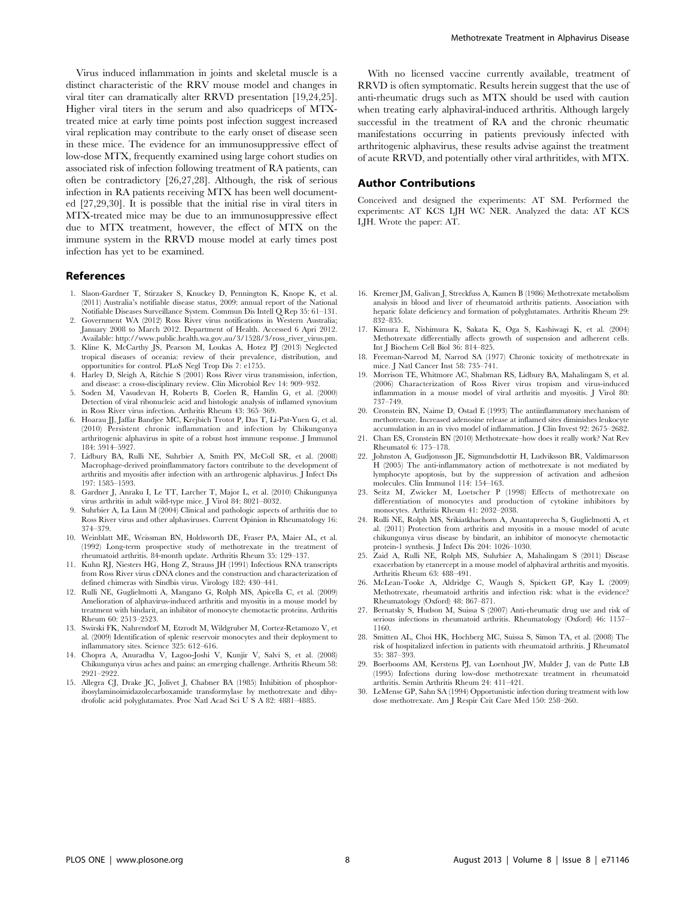Virus induced inflammation in joints and skeletal muscle is a distinct characteristic of the RRV mouse model and changes in viral titer can dramatically alter RRVD presentation [19,24,25]. Higher viral titers in the serum and also quadriceps of MTX-treated mice at early time points post infection suggest increased viral replication may contribute to the early onset of disease seen in these mice. The evidence for an immunosuppressive effect of low-dose MTX, frequently examined using large cohort studies on associated risk of infection following treatment of RA patients, can often be contradictory [26,27,28]. Although, the risk of serious infection in RA patients receiving MTX has been well documented [27,29,30]. It is possible that the initial rise in viral titers in MTX-treated mice may be due to an immunosuppressive effect due to MTX treatment, however, the effect of MTX on the immune system in the RRVD mouse model at early times post infection has yet to be examined.

With no licensed vaccine currently available, treatment of RRVD is often symptomatic. Results herein suggest that the use of anti-rheumatic drugs such as MTX should be used with caution when treating early alphaviral-induced arthritis. Although largely successful in the treatment of RA and the chronic rheumatic manifestations occurring in patients previously infected with arthritogenic alphavirus, these results advise against the treatment of acute RRVD, and potentially other viral arthritides, with MTX.

## Author Contributions

Conceived and designed the experiments: AT SM. Performed the experiments: AT KCS LJH WC NER. Analyzed the data: AT KCS LJH. Wrote the paper: AT.

## References

1. Slaon-Gardner T, Stirzaker S, Knuckey D, Pennington K, Knope K, et al. (2011) Australia's notifiable disease status, 2009: annual report of the National Notifiable Diseases Surveillance System. Commun Dis Intell Q Rep 35: 61–131.
2. Government WA (2012) Ross River virus notifications in Western Australia; January 2008 to March 2012. Department of Health. Accessed 6 Apri 2012. Available: http://www.public.health.wa.gov.au/3/1528/3/ross_river_virus.pm.
3. Kline K, McCarthy JS, Pearson M, Loukas A, Hotez PJ (2013) Neglected tropical diseases of oceania: review of their prevalence, distribution, and opportunities for control. PLoS Negl Trop Dis 7: e1755.
4. Harley D, Sleigh A, Ritchie S (2001) Ross River virus transmission, infection, and disease: a cross-disciplinary review. Clin Microbiol Rev 14: 909–932.
5. Soden M, Vasudevan H, Roberts B, Coelen R, Hamlin G, et al. (2000) Detection of viral ribonucleic acid and histologic analysis of inflamed synovium in Ross River virus infection. Arthritis Rheum 43: 365–369.
6. Hoarau JJ, Jaffar Bandjee MC, Krejbich Trotot P, Das T, Li-Pat-Yuen G, et al. (2010) Persistent chronic inflammation and infection by Chikungunya arthritogenic alphavirus in spite of a robust host immune response. J Immunol 184: 5914–5927.
7. Lidbury BA, Rulli NE, Suhrbier A, Smith PN, McColl SR, et al. (2008) Macrophage-derived proinflammatory factors contribute to the development of arthritis and myositis after infection with an arthrogenic alphavirus. J Infect Dis 197: 1585–1593.
8. Gardner J, Anraku I, Le TT, Larcher T, Major L, et al. (2010) Chikungunya virus arthritis in adult wild-type mice. J Virol 84: 8021–8032.
9. Suhrbier A, La Linn M (2004) Clinical and pathologic aspects of arthritis due to Ross River virus and other alphaviruses. Current Opinion in Rheumatology 16: 374–379.
10. Weinblatt ME, Weissman BN, Holdsworth DE, Fraser PA, Maier AL, et al. (1992) Long-term prospective study of methotrexate in the treatment of rheumatoid arthritis. 84-month update. Arthritis Rheum 35: 129–137.
11. Kuhn RJ, Niesters HG, Hong Z, Strauss JH (1991) Infectious RNA transcripts from Ross River virus cDNA clones and the construction and characterization of defined chimeras with Sindbis virus. Virology 182: 430–441.
12. Rulli NE, Guglielmotti A, Mangano G, Rolph MS, Apicella C, et al. (2009) Amelioration of alphavirus-induced arthritis and myositis in a mouse model by treatment with bindarit, an inhibitor of monocyte chemotactic proteins. Arthritis Rheum 60: 2513–2523.
13. Swirski FK, Nahrendorf M, Etzrodt M, Wildgruber M, Cortez-Retamozo V, et al. (2009) Identification of splenic reservoir monocytes and their deployment to inflammatory sites. Science 325: 612–616.
14. Chopra A, Anuradha V, Lagoo-Joshi V, Kunjir V, Salvi S, et al. (2008) Chikungunya virus aches and pains: an emerging challenge. Arthritis Rheum 58: 2921–2922.
15. Allegra CJ, Drake JC, Jolivet J, Chabner BA (1985) Inhibition of phosphoribosylaminoimidazolecarboxamide transformylase by methotrexate and dihydrofolic acid polyglutamates. Proc Natl Acad Sci U S A 82: 4881–4885.
16. Kremer JM, Galivan J, Streckfuss A, Kamen B (1986) Methotrexate metabolism analysis in blood and liver of rheumatoid arthritis patients. Association with hepatic folate deficiency and formation of polyglutamates. Arthritis Rheum 29: 832–835.
17. Kimura E, Nishimura K, Sakata K, Oga S, Kashiwagi K, et al. (2004) Methotrexate differentially affects growth of suspension and adherent cells. Int J Biochem Cell Biol 36: 814–825.
18. Freeman-Narrod M, Narrod SA (1977) Chronic toxicity of methotrexate in mice. J Natl Cancer Inst 58: 735–741.
19. Morrison TE, Whitmore AC, Shabman RS, Lidbury BA, Mahalingam S, et al. (2006) Characterization of Ross River virus tropism and virus-induced inflammation in a mouse model of viral arthritis and myositis. J Virol 80: 737–749.
20. Cronstein BN, Naime D, Ostad E (1993) The antiinflammatory mechanism of methotrexate. Increased adenosine release at inflamed sites diminishes leukocyte accumulation in an in vivo model of inflammation. J Clin Invest 92: 2675–2682.
21. Chan ES, Cronstein BN (2010) Methotrexate–how does it really work? Nat Rev Rheumatol 6: 175–178.
22. Johnston A, Gudjonsson JE, Sigmundsdottir H, Ludviksson BR, Valdimarsson H (2005) The anti-inflammatory action of methotrexate is not mediated by lymphocyte apoptosis, but by the suppression of activation and adhesion molecules. Clin Immunol 114: 154–163.
23. Seitz M, Zwicker M, Loetscher P (1998) Effects of methotrexate on differentiation of monocytes and production of cytokine inhibitors by monocytes. Arthritis Rheum 41: 2032–2038.
24. Rulli NE, Rolph MS, Srikiatkhachorn A, Anantapreecha S, Guglielmotti A, et al. (2011) Protection from arthritis and myositis in a mouse model of acute chikungunya virus disease by bindarit, an inhibitor of monocyte chemotactic protein-1 synthesis. J Infect Dis 204: 1026–1030.
25. Zaid A, Rulli NE, Rolph MS, Suhrbier A, Mahalingam S (2011) Disease exacerbation by etanercept in a mouse model of alphaviral arthritis and myositis. Arthritis Rheum 63: 488–491.
26. McLean-Tooke A, Aldridge C, Waugh S, Spickett GP, Kay L (2009) Methotrexate, rheumatoid arthritis and infection risk: what is the evidence? Rheumatology (Oxford) 48: 867–871.
27. Bernatsky S, Hudson M, Suissa S (2007) Anti-rheumatic drug use and risk of serious infections in rheumatoid arthritis. Rheumatology (Oxford) 46: 1157–1160.
28. Smitten AL, Choi HK, Hochberg MC, Suissa S, Simon TA, et al. (2008) The risk of hospitalized infection in patients with rheumatoid arthritis. J Rheumatol 35: 387–393.
29. Boerbooms AM, Kerstens PJ, van Loenhout JW, Mulder J, van de Putte LB (1995) Infections during low-dose methotrexate treatment in rheumatoid arthritis. Semin Arthritis Rheum 24: 411–421.
30. LeMense GP, Sahn SA (1994) Opportunistic infection during treatment with low dose methotrexate. Am J Respir Crit Care Med 150: 258–260.